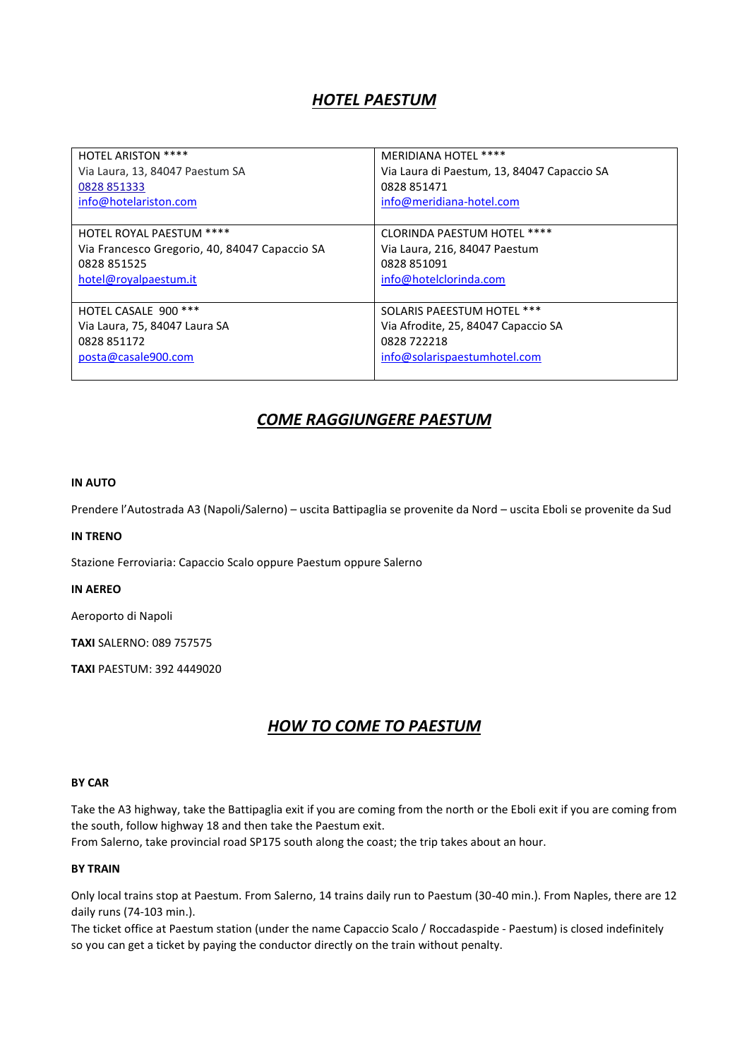# *HOTEL PAESTUM*

| | |
|---|---|
| HOTEL ARISTON ****<br>Via Laura, 13, 84047 Paestum SA<br>0828 851333<br>info@hotelariston.com | MERIDIANA HOTEL ****<br>Via Laura di Paestum, 13, 84047 Capaccio SA<br>0828 851471<br>info@meridiana-hotel.com |
| HOTEL ROYAL PAESTUM ****<br>Via Francesco Gregorio, 40, 84047 Capaccio SA<br>0828 851525<br>hotel@royalpaestum.it | CLORINDA PAESTUM HOTEL ****<br>Via Laura, 216, 84047 Paestum<br>0828 851091<br>info@hotelclorinda.com |
| HOTEL CASALE 900 ***<br>Via Laura, 75, 84047 Laura SA<br>0828 851172<br>posta@casale900.com | SOLARIS PAEESTUM HOTEL ***<br>Via Afrodite, 25, 84047 Capaccio SA<br>0828 722218<br>info@solarispaestumhotel.com |

## *COME RAGGIUNGERE PAESTUM*

**IN AUTO**

Prendere l'Autostrada A3 (Napoli/Salerno) – uscita Battipaglia se provenite da Nord – uscita Eboli se provenite da Sud

**IN TRENO**

Stazione Ferroviaria: Capaccio Scalo oppure Paestum oppure Salerno

**IN AEREO**

Aeroporto di Napoli

**TAXI** SALERNO: 089 757575

**TAXI** PAESTUM: 392 4449020

## *HOW TO COME TO PAESTUM*

**BY CAR**

Take the A3 highway, take the Battipaglia exit if you are coming from the north or the Eboli exit if you are coming from the south, follow highway 18 and then take the Paestum exit.
From Salerno, take provincial road SP175 south along the coast; the trip takes about an hour.

**BY TRAIN**

Only local trains stop at Paestum. From Salerno, 14 trains daily run to Paestum (30-40 min.). From Naples, there are 12 daily runs (74-103 min.).
The ticket office at Paestum station (under the name Capaccio Scalo / Roccadaspide - Paestum) is closed indefinitely so you can get a ticket by paying the conductor directly on the train without penalty.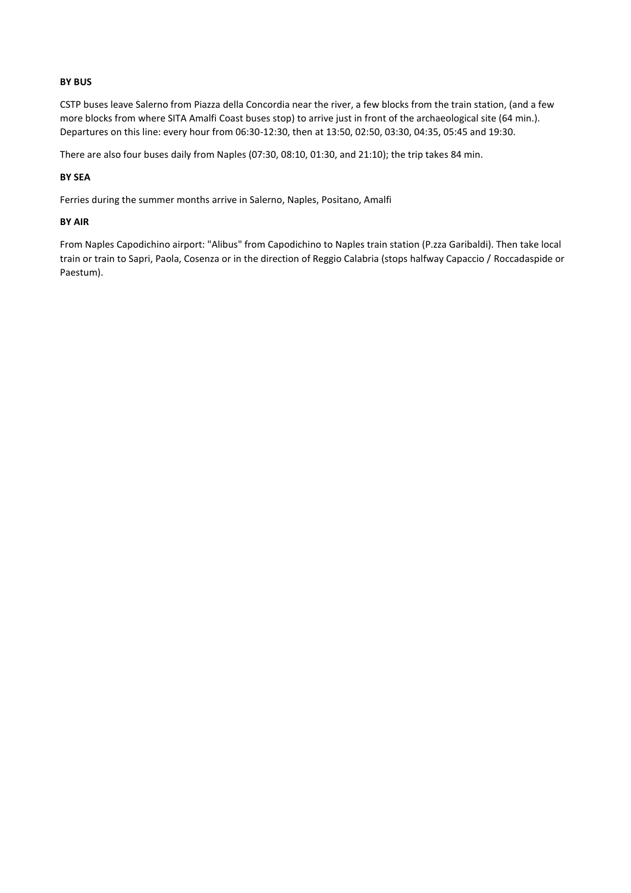**BY BUS**

CSTP buses leave Salerno from Piazza della Concordia near the river, a few blocks from the train station, (and a few more blocks from where SITA Amalfi Coast buses stop) to arrive just in front of the archaeological site (64 min.). Departures on this line: every hour from 06:30-12:30, then at 13:50, 02:50, 03:30, 04:35, 05:45 and 19:30.

There are also four buses daily from Naples (07:30, 08:10, 01:30, and 21:10); the trip takes 84 min.

**BY SEA**

Ferries during the summer months arrive in Salerno, Naples, Positano, Amalfi

**BY AIR**

From Naples Capodichino airport: "Alibus" from Capodichino to Naples train station (P.zza Garibaldi). Then take local train or train to Sapri, Paola, Cosenza or in the direction of Reggio Calabria (stops halfway Capaccio / Roccadaspide or Paestum).